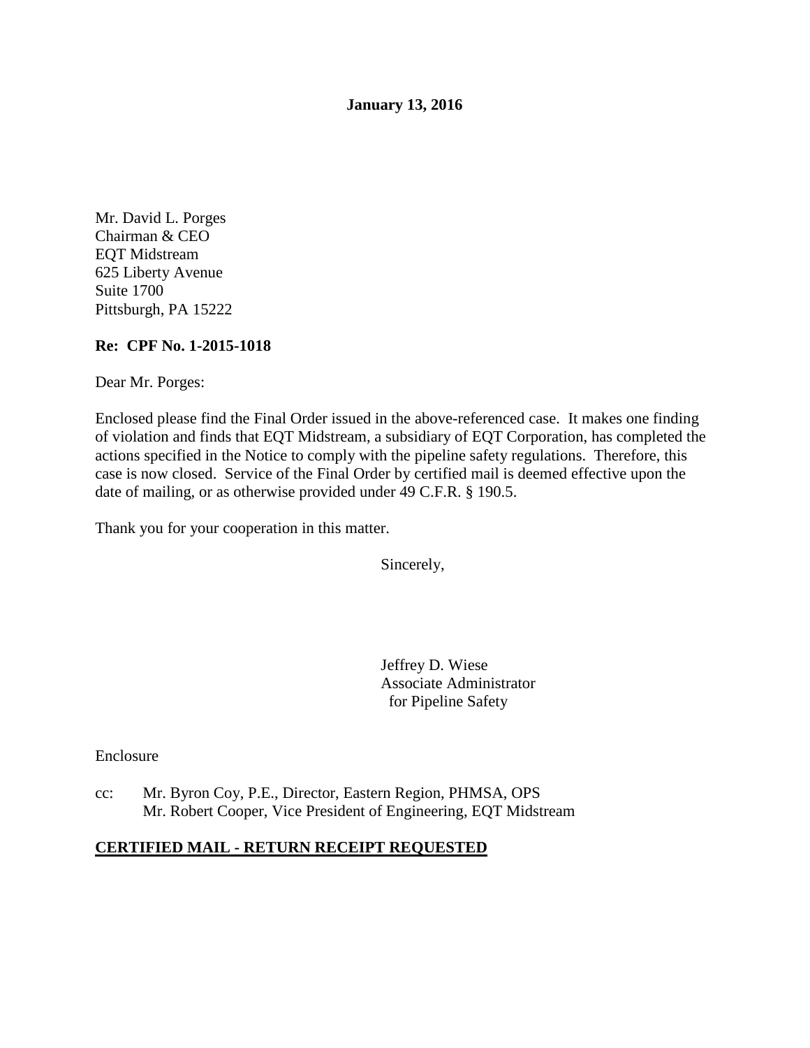**January 13, 2016**

Mr. David L. Porges
Chairman & CEO
EQT Midstream
625 Liberty Avenue
Suite 1700
Pittsburgh, PA 15222

**Re: CPF No. 1-2015-1018**

Dear Mr. Porges:

Enclosed please find the Final Order issued in the above-referenced case. It makes one finding of violation and finds that EQT Midstream, a subsidiary of EQT Corporation, has completed the actions specified in the Notice to comply with the pipeline safety regulations. Therefore, this case is now closed. Service of the Final Order by certified mail is deemed effective upon the date of mailing, or as otherwise provided under 49 C.F.R. § 190.5.

Thank you for your cooperation in this matter.

Sincerely,

Jeffrey D. Wiese
Associate Administrator
for Pipeline Safety

Enclosure

cc: Mr. Byron Coy, P.E., Director, Eastern Region, PHMSA, OPS
Mr. Robert Cooper, Vice President of Engineering, EQT Midstream

**CERTIFIED MAIL - RETURN RECEIPT REQUESTED**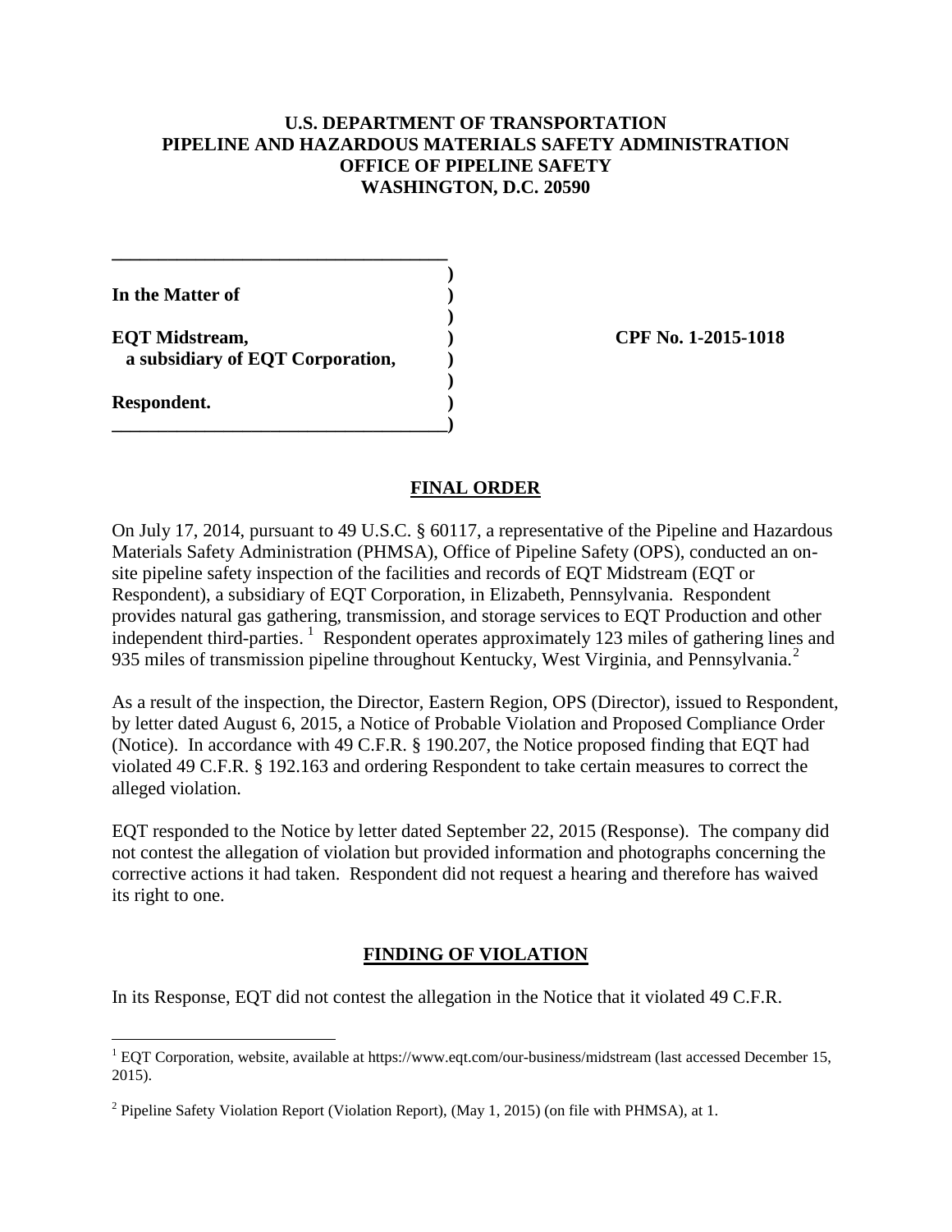**U.S. DEPARTMENT OF TRANSPORTATION**
**PIPELINE AND HAZARDOUS MATERIALS SAFETY ADMINISTRATION**
**OFFICE OF PIPELINE SAFETY**
**WASHINGTON, D.C. 20590**

| | |
|---|---|
| **In the Matter of** | |
| **EQT Midstream, a subsidiary of EQT Corporation,** | **CPF No. 1-2015-1018** |
| **Respondent.** | |

## FINAL ORDER

On July 17, 2014, pursuant to 49 U.S.C. § 60117, a representative of the Pipeline and Hazardous Materials Safety Administration (PHMSA), Office of Pipeline Safety (OPS), conducted an on-site pipeline safety inspection of the facilities and records of EQT Midstream (EQT or Respondent), a subsidiary of EQT Corporation, in Elizabeth, Pennsylvania. Respondent provides natural gas gathering, transmission, and storage services to EQT Production and other independent third-parties. [1] Respondent operates approximately 123 miles of gathering lines and 935 miles of transmission pipeline throughout Kentucky, West Virginia, and Pennsylvania.[2]

As a result of the inspection, the Director, Eastern Region, OPS (Director), issued to Respondent, by letter dated August 6, 2015, a Notice of Probable Violation and Proposed Compliance Order (Notice). In accordance with 49 C.F.R. § 190.207, the Notice proposed finding that EQT had violated 49 C.F.R. § 192.163 and ordering Respondent to take certain measures to correct the alleged violation.

EQT responded to the Notice by letter dated September 22, 2015 (Response). The company did not contest the allegation of violation but provided information and photographs concerning the corrective actions it had taken. Respondent did not request a hearing and therefore has waived its right to one.

## FINDING OF VIOLATION

In its Response, EQT did not contest the allegation in the Notice that it violated 49 C.F.R.

---

[1] EQT Corporation, website, available at https://www.eqt.com/our-business/midstream (last accessed December 15, 2015).

[2] Pipeline Safety Violation Report (Violation Report), (May 1, 2015) (on file with PHMSA), at 1.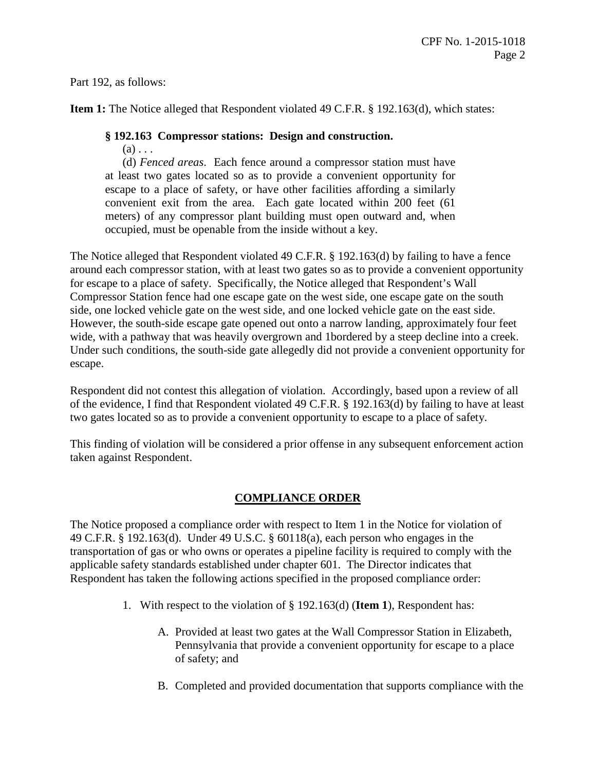Part 192, as follows:

**Item 1:** The Notice alleged that Respondent violated 49 C.F.R. § 192.163(d), which states:

> **§ 192.163 Compressor stations: Design and construction.**
>
> (a) . . .
>
> (d) *Fenced areas*. Each fence around a compressor station must have at least two gates located so as to provide a convenient opportunity for escape to a place of safety, or have other facilities affording a similarly convenient exit from the area. Each gate located within 200 feet (61 meters) of any compressor plant building must open outward and, when occupied, must be openable from the inside without a key.

The Notice alleged that Respondent violated 49 C.F.R. § 192.163(d) by failing to have a fence around each compressor station, with at least two gates so as to provide a convenient opportunity for escape to a place of safety. Specifically, the Notice alleged that Respondent's Wall Compressor Station fence had one escape gate on the west side, one escape gate on the south side, one locked vehicle gate on the west side, and one locked vehicle gate on the east side. However, the south-side escape gate opened out onto a narrow landing, approximately four feet wide, with a pathway that was heavily overgrown and 1bordered by a steep decline into a creek. Under such conditions, the south-side gate allegedly did not provide a convenient opportunity for escape.

Respondent did not contest this allegation of violation. Accordingly, based upon a review of all of the evidence, I find that Respondent violated 49 C.F.R. § 192.163(d) by failing to have at least two gates located so as to provide a convenient opportunity to escape to a place of safety.

This finding of violation will be considered a prior offense in any subsequent enforcement action taken against Respondent.

## COMPLIANCE ORDER

The Notice proposed a compliance order with respect to Item 1 in the Notice for violation of 49 C.F.R. § 192.163(d). Under 49 U.S.C. § 60118(a), each person who engages in the transportation of gas or who owns or operates a pipeline facility is required to comply with the applicable safety standards established under chapter 601. The Director indicates that Respondent has taken the following actions specified in the proposed compliance order:

1. With respect to the violation of § 192.163(d) (**Item 1**), Respondent has:

   A. Provided at least two gates at the Wall Compressor Station in Elizabeth, Pennsylvania that provide a convenient opportunity for escape to a place of safety; and

   B. Completed and provided documentation that supports compliance with the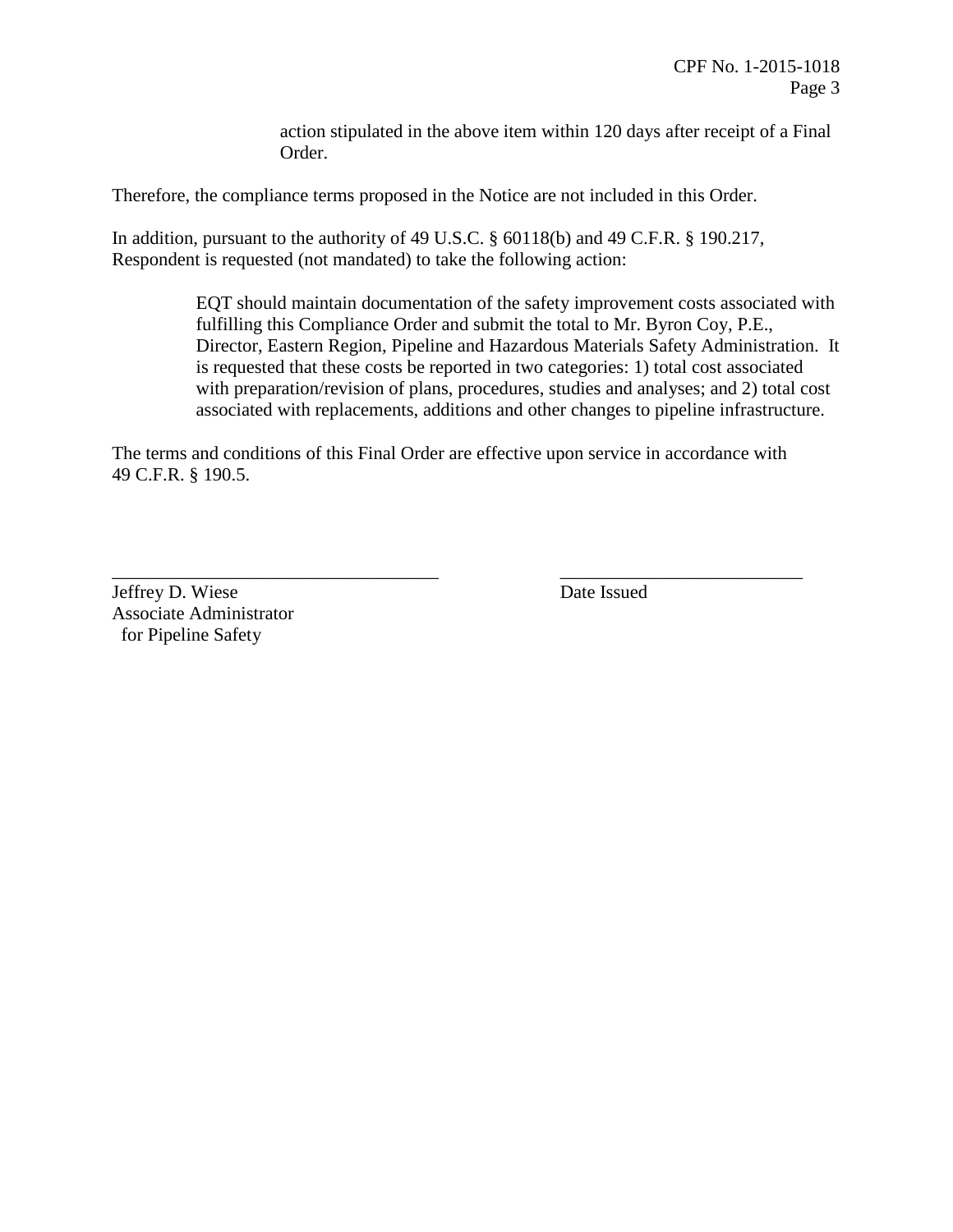action stipulated in the above item within 120 days after receipt of a Final Order.

Therefore, the compliance terms proposed in the Notice are not included in this Order.

In addition, pursuant to the authority of 49 U.S.C. § 60118(b) and 49 C.F.R. § 190.217, Respondent is requested (not mandated) to take the following action:

> EQT should maintain documentation of the safety improvement costs associated with fulfilling this Compliance Order and submit the total to Mr. Byron Coy, P.E., Director, Eastern Region, Pipeline and Hazardous Materials Safety Administration. It is requested that these costs be reported in two categories: 1) total cost associated with preparation/revision of plans, procedures, studies and analyses; and 2) total cost associated with replacements, additions and other changes to pipeline infrastructure.

The terms and conditions of this Final Order are effective upon service in accordance with 49 C.F.R. § 190.5.

\_\_\_\_\_\_\_\_\_\_\_\_\_\_\_\_\_\_\_\_\_\_\_\_\_\_\_\_\_\_\_\_\_\_\_

Jeffrey D. Wiese
Associate Administrator
for Pipeline Safety

\_\_\_\_\_\_\_\_\_\_\_\_\_\_\_\_\_\_\_\_\_\_\_\_\_\_

Date Issued